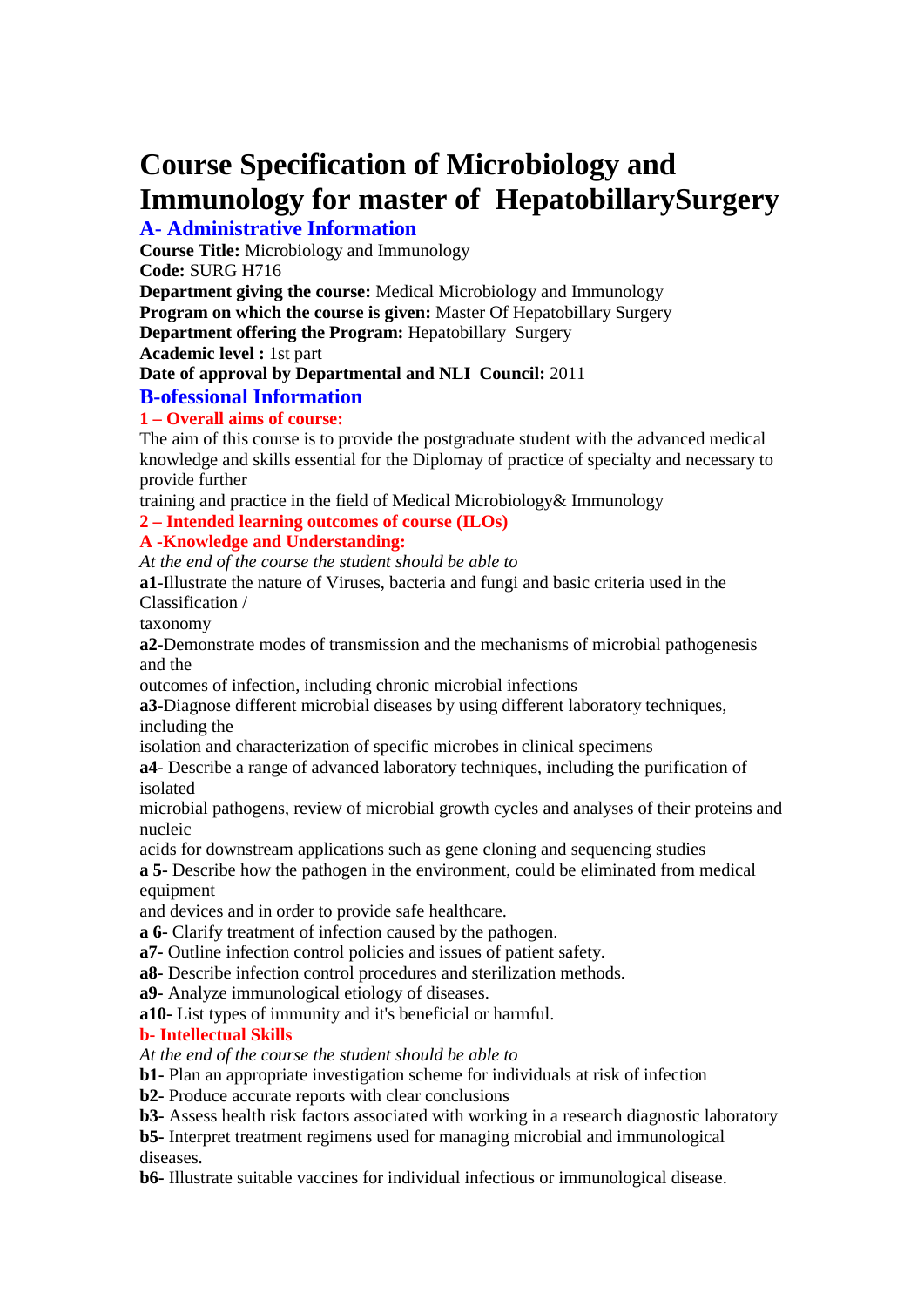# Course Specification of Microbiology and Immunology for master of HepatobillarySurgery

## A- Administrative Information

**Course Title:** Microbiology and Immunology
**Code:** SURG H716
**Department giving the course:** Medical Microbiology and Immunology
**Program on which the course is given:** Master Of Hepatobillary Surgery
**Department offering the Program:** Hepatobillary Surgery
**Academic level :** 1st part
**Date of approval by Departmental and NLI Council:** 2011

## B-ofessional Information

### 1 – Overall aims of course:

The aim of this course is to provide the postgraduate student with the advanced medical knowledge and skills essential for the Diplomay of practice of specialty and necessary to provide further
training and practice in the field of Medical Microbiology& Immunology

### 2 – Intended learning outcomes of course (ILOs)

### A -Knowledge and Understanding:

*At the end of the course the student should be able to*

**a1**-Illustrate the nature of Viruses, bacteria and fungi and basic criteria used in the Classification /
taxonomy

**a2**-Demonstrate modes of transmission and the mechanisms of microbial pathogenesis and the
outcomes of infection, including chronic microbial infections

**a3**-Diagnose different microbial diseases by using different laboratory techniques, including the
isolation and characterization of specific microbes in clinical specimens

**a4**- Describe a range of advanced laboratory techniques, including the purification of isolated
microbial pathogens, review of microbial growth cycles and analyses of their proteins and nucleic
acids for downstream applications such as gene cloning and sequencing studies

**a 5**- Describe how the pathogen in the environment, could be eliminated from medical equipment
and devices and in order to provide safe healthcare.

**a 6**- Clarify treatment of infection caused by the pathogen.

**a7**- Outline infection control policies and issues of patient safety.

**a8**- Describe infection control procedures and sterilization methods.

**a9**- Analyze immunological etiology of diseases.

**a10**- List types of immunity and it's beneficial or harmful.

### b- Intellectual Skills

*At the end of the course the student should be able to*

**b1**- Plan an appropriate investigation scheme for individuals at risk of infection

**b2**- Produce accurate reports with clear conclusions

**b3**- Assess health risk factors associated with working in a research diagnostic laboratory

**b5**- Interpret treatment regimens used for managing microbial and immunological diseases.

**b6**- Illustrate suitable vaccines for individual infectious or immunological disease.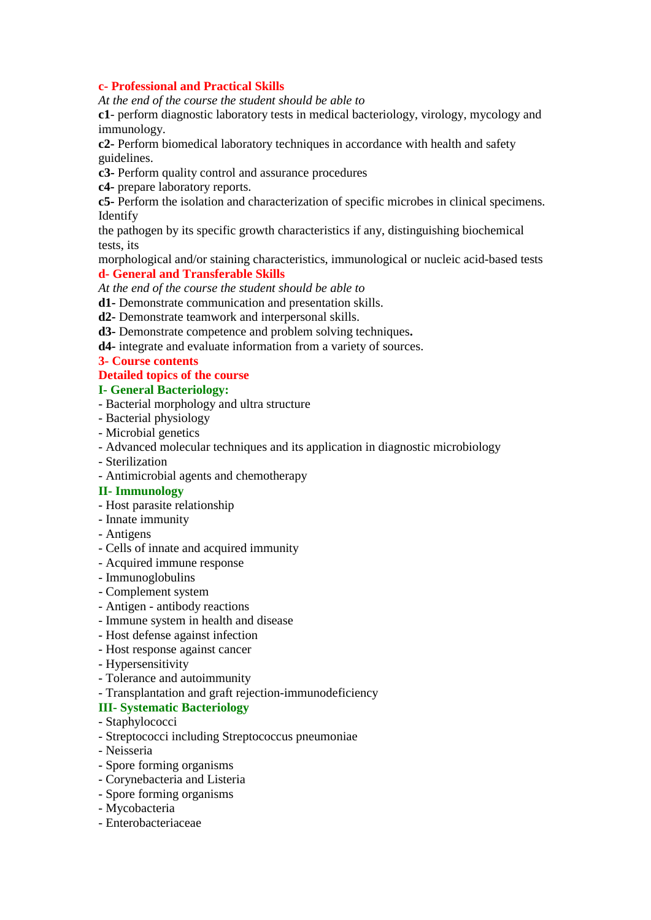## c- Professional and Practical Skills

*At the end of the course the student should be able to*

**c1**- perform diagnostic laboratory tests in medical bacteriology, virology, mycology and immunology.

**c2-** Perform biomedical laboratory techniques in accordance with health and safety guidelines.

**c3-** Perform quality control and assurance procedures

**c4-** prepare laboratory reports.

**c5-** Perform the isolation and characterization of specific microbes in clinical specimens. Identify
the pathogen by its specific growth characteristics if any, distinguishing biochemical tests, its
morphological and/or staining characteristics, immunological or nucleic acid-based tests

## d- General and Transferable Skills

*At the end of the course the student should be able to*

**d1-** Demonstrate communication and presentation skills.

**d2-** Demonstrate teamwork and interpersonal skills.

**d3-** Demonstrate competence and problem solving techniques**.**

**d4-** integrate and evaluate information from a variety of sources.

## 3- Course contents

## Detailed topics of the course

### I- General Bacteriology:

- Bacterial morphology and ultra structure
- Bacterial physiology
- Microbial genetics
- Advanced molecular techniques and its application in diagnostic microbiology
- Sterilization
- Antimicrobial agents and chemotherapy

### II- Immunology

- Host parasite relationship
- Innate immunity
- Antigens
- Cells of innate and acquired immunity
- Acquired immune response
- Immunoglobulins
- Complement system
- Antigen - antibody reactions
- Immune system in health and disease
- Host defense against infection
- Host response against cancer
- Hypersensitivity
- Tolerance and autoimmunity
- Transplantation and graft rejection-immunodeficiency

### III- Systematic Bacteriology

- Staphylococci
- Streptococci including Streptococcus pneumoniae
- Neisseria
- Spore forming organisms
- Corynebacteria and Listeria
- Spore forming organisms
- Mycobacteria
- Enterobacteriaceae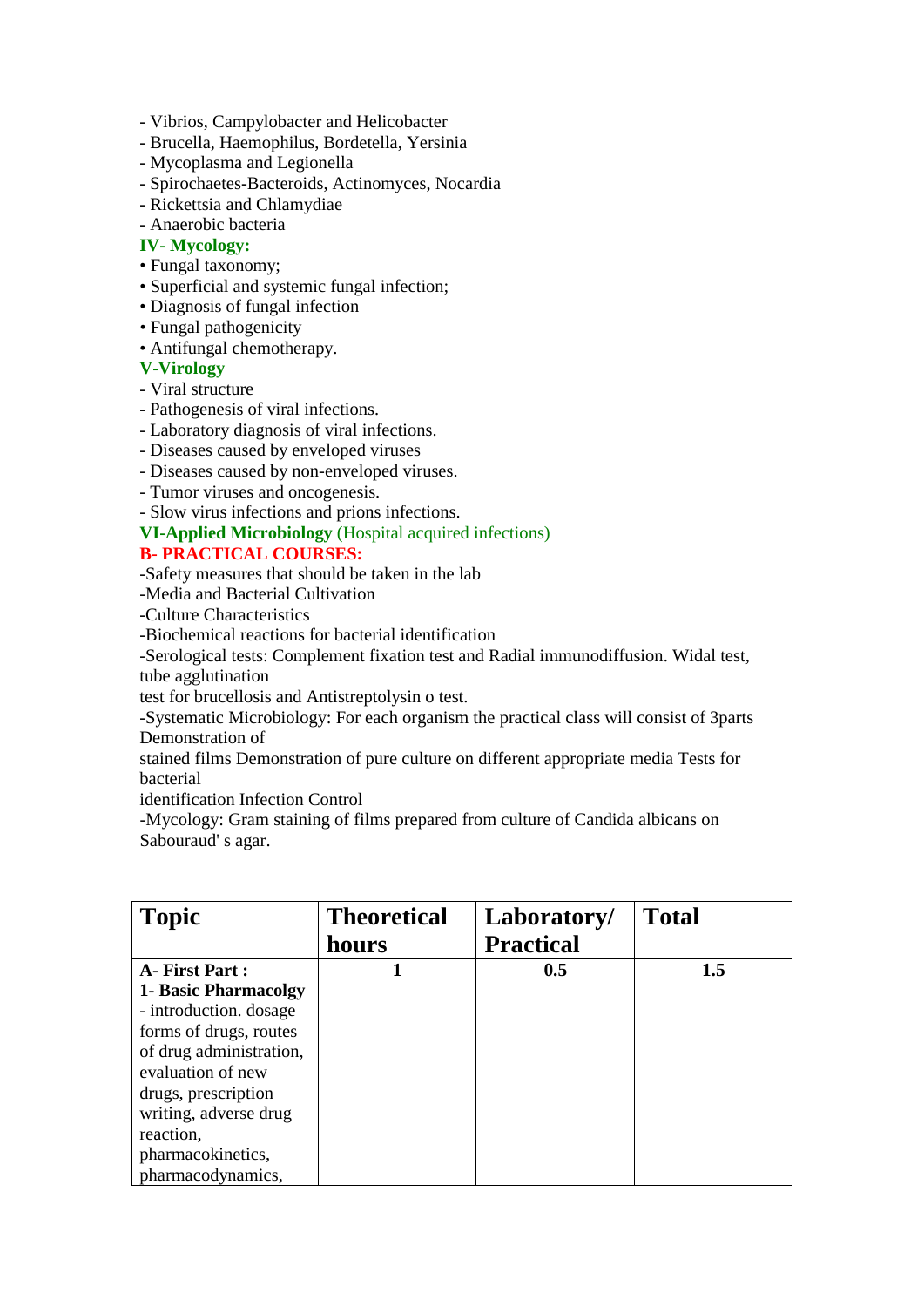- Vibrios, Campylobacter and Helicobacter
- Brucella, Haemophilus, Bordetella, Yersinia
- Mycoplasma and Legionella
- Spirochaetes-Bacteroids, Actinomyces, Nocardia
- Rickettsia and Chlamydiae
- Anaerobic bacteria

**IV- Mycology:**

• Fungal taxonomy;
• Superficial and systemic fungal infection;
• Diagnosis of fungal infection
• Fungal pathogenicity
• Antifungal chemotherapy.

**V-Virology**

- Viral structure
- Pathogenesis of viral infections.
- Laboratory diagnosis of viral infections.
- Diseases caused by enveloped viruses
- Diseases caused by non-enveloped viruses.
- Tumor viruses and oncogenesis.
- Slow virus infections and prions infections.

**VI-Applied Microbiology** (Hospital acquired infections)

**B- PRACTICAL COURSES:**

-Safety measures that should be taken in the lab
-Media and Bacterial Cultivation
-Culture Characteristics
-Biochemical reactions for bacterial identification
-Serological tests: Complement fixation test and Radial immunodiffusion. Widal test, tube agglutination
test for brucellosis and Antistreptolysin o test.
-Systematic Microbiology: For each organism the practical class will consist of 3parts Demonstration of
stained films Demonstration of pure culture on different appropriate media Tests for bacterial
identification Infection Control
-Mycology: Gram staining of films prepared from culture of Candida albicans on Sabouraud' s agar.

| Topic | Theoretical hours | Laboratory/ Practical | Total |
|---|---|---|---|
| **A- First Part :** **1- Basic Pharmacolgy** - introduction. dosage forms of drugs, routes of drug administration, evaluation of new drugs, prescription writing, adverse drug reaction, pharmacokinetics, pharmacodynamics, | **1** | **0.5** | **1.5** |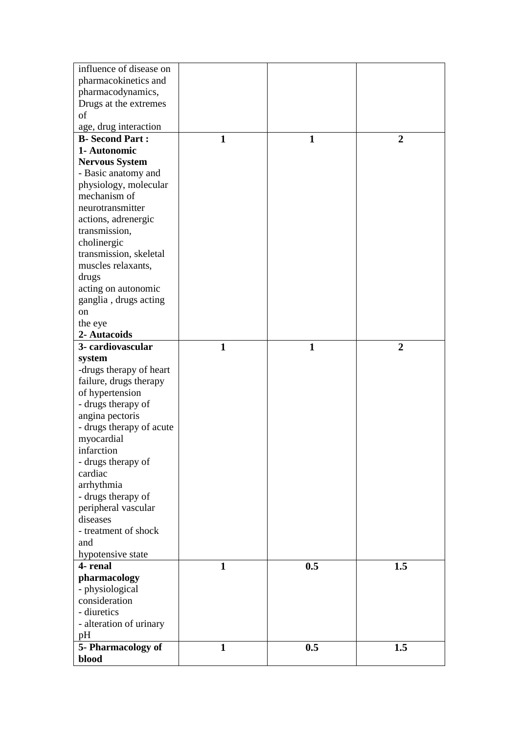| | | | |
|---|---|---|---|
| influence of disease on pharmacokinetics and pharmacodynamics, Drugs at the extremes of age, drug interaction | | | |
| **B- Second Part :** **1- Autonomic Nervous System** - Basic anatomy and physiology, molecular mechanism of neurotransmitter actions, adrenergic transmission, cholinergic transmission, skeletal muscles relaxants, drugs acting on autonomic ganglia , drugs acting on the eye **2- Autacoids** | **1** | **1** | **2** |
| **3- cardiovascular system** -drugs therapy of heart failure, drugs therapy of hypertension - drugs therapy of angina pectoris - drugs therapy of acute myocardial infarction - drugs therapy of cardiac arrhythmia - drugs therapy of peripheral vascular diseases - treatment of shock and hypotensive state | **1** | **1** | **2** |
| **4- renal pharmacology** - physiological consideration - diuretics - alteration of urinary pH | **1** | **0.5** | **1.5** |
| **5- Pharmacology of blood** | **1** | **0.5** | **1.5** |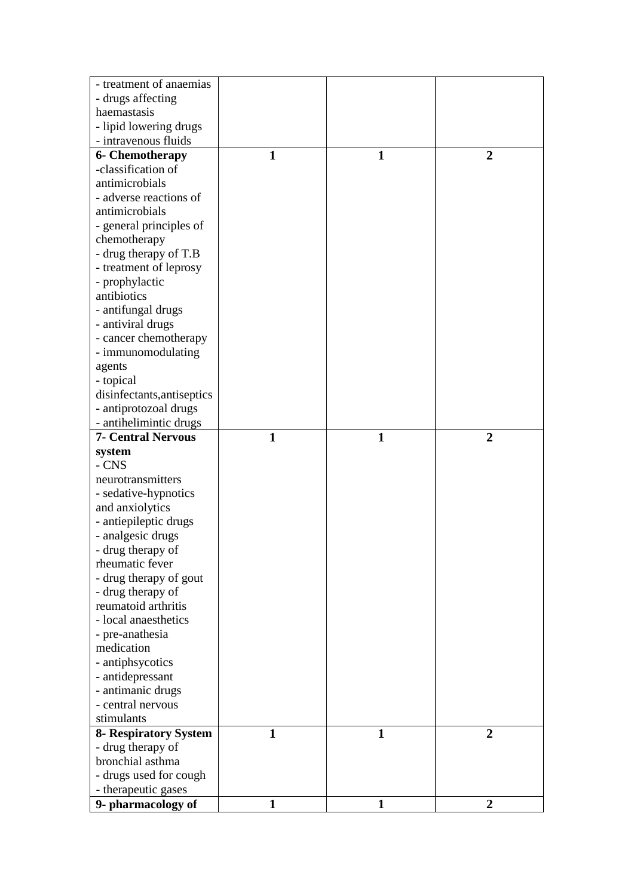| | | | |
|---|---|---|---|
| - treatment of anaemias<br>- drugs affecting haemastasis<br>- lipid lowering drugs<br>- intravenous fluids | | | |
| **6- Chemotherapy**<br>-classification of antimicrobials<br>- adverse reactions of antimicrobials<br>- general principles of chemotherapy<br>- drug therapy of T.B<br>- treatment of leprosy<br>- prophylactic antibiotics<br>- antifungal drugs<br>- antiviral drugs<br>- cancer chemotherapy<br>- immunomodulating agents<br>- topical disinfectants,antiseptics<br>- antiprotozoal drugs<br>- antihelimintic drugs | **1** | **1** | **2** |
| **7- Central Nervous system**<br>- CNS neurotransmitters<br>- sedative-hypnotics and anxiolytics<br>- antiepileptic drugs<br>- analgesic drugs<br>- drug therapy of rheumatic fever<br>- drug therapy of gout<br>- drug therapy of reumatoid arthritis<br>- local anaesthetics<br>- pre-anathesia medication<br>- antiphsycotics<br>- antidepressant<br>- antimanic drugs<br>- central nervous stimulants | **1** | **1** | **2** |
| **8- Respiratory System**<br>- drug therapy of bronchial asthma<br>- drugs used for cough<br>- therapeutic gases | **1** | **1** | **2** |
| **9- pharmacology of** | **1** | **1** | **2** |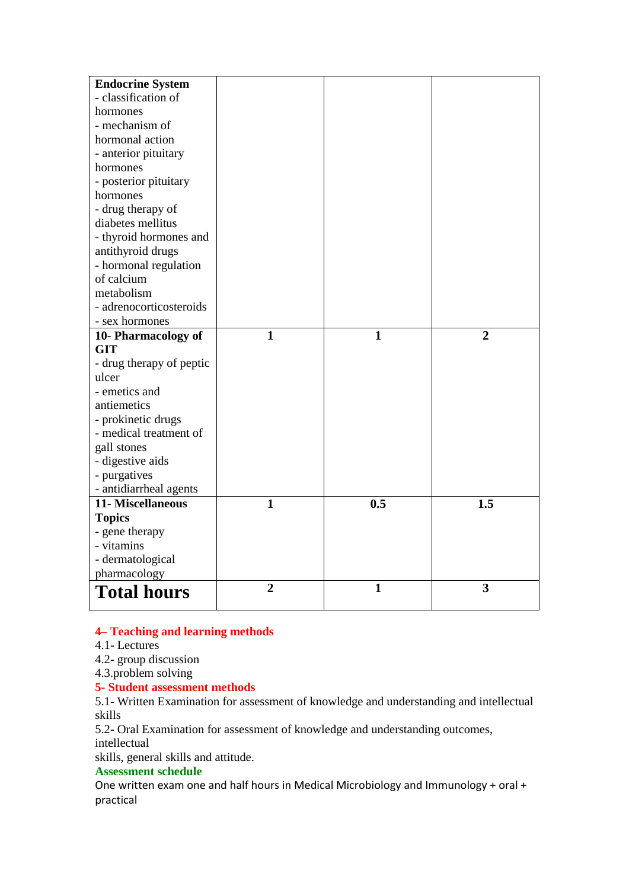| | | | |
|---|---|---|---|
| **Endocrine System**<br>- classification of hormones<br>- mechanism of hormonal action<br>- anterior pituitary hormones<br>- posterior pituitary hormones<br>- drug therapy of diabetes mellitus<br>- thyroid hormones and antithyroid drugs<br>- hormonal regulation of calcium metabolism<br>- adrenocorticosteroids<br>- sex hormones | | | |
| **10- Pharmacology of GIT**<br>- drug therapy of peptic ulcer<br>- emetics and antiemetics<br>- prokinetic drugs<br>- medical treatment of gall stones<br>- digestive aids<br>- purgatives<br>- antidiarrheal agents | **1** | **1** | **2** |
| **11- Miscellaneous Topics**<br>- gene therapy<br>- vitamins<br>- dermatological pharmacology | **1** | **0.5** | **1.5** |
| **Total hours** | **2** | **1** | **3** |

## 4– Teaching and learning methods

4.1- Lectures
4.2- group discussion
4.3.problem solving

## 5- Student assessment methods

5.1- Written Examination for assessment of knowledge and understanding and intellectual skills

5.2- Oral Examination for assessment of knowledge and understanding outcomes, intellectual skills, general skills and attitude.

### Assessment schedule

One written exam one and half hours in Medical Microbiology and Immunology + oral + practical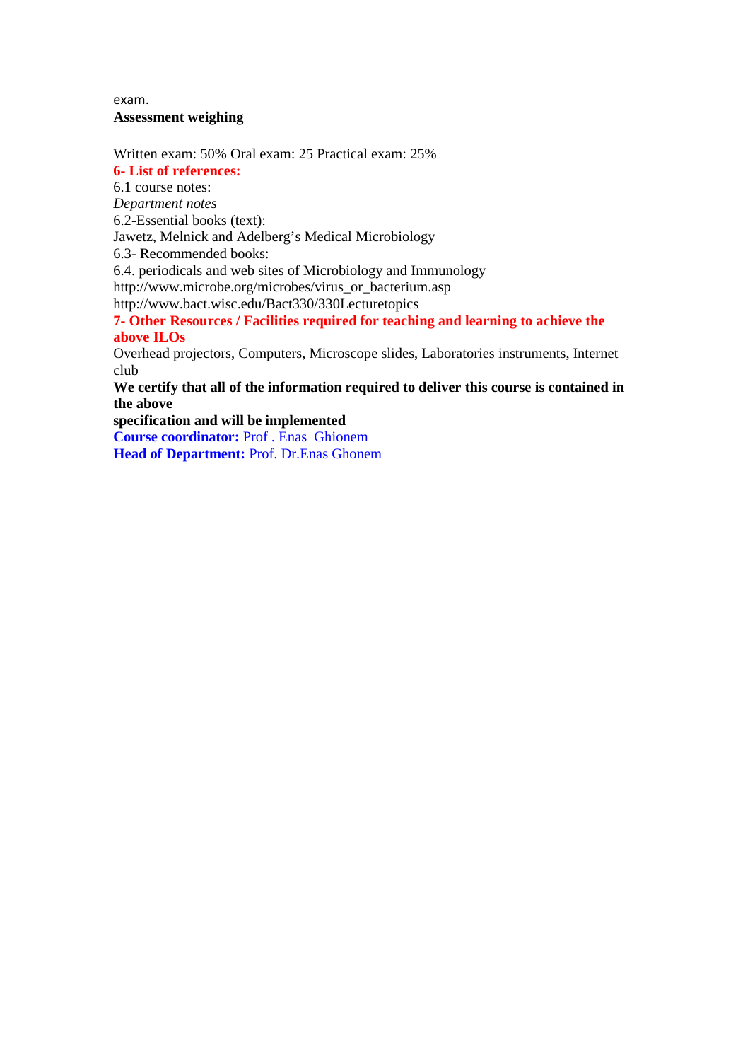exam.

**Assessment weighing**

Written exam: 50% Oral exam: 25 Practical exam: 25%

## 6- List of references:

6.1 course notes:

*Department notes*

6.2-Essential books (text):

Jawetz, Melnick and Adelberg's Medical Microbiology

6.3- Recommended books:

6.4. periodicals and web sites of Microbiology and Immunology

http://www.microbe.org/microbes/virus_or_bacterium.asp

http://www.bact.wisc.edu/Bact330/330Lecturetopics

## 7- Other Resources / Facilities required for teaching and learning to achieve the above ILOs

Overhead projectors, Computers, Microscope slides, Laboratories instruments, Internet club

**We certify that all of the information required to deliver this course is contained in the above specification and will be implemented**

**Course coordinator:** Prof . Enas Ghionem

**Head of Department:** Prof. Dr.Enas Ghonem